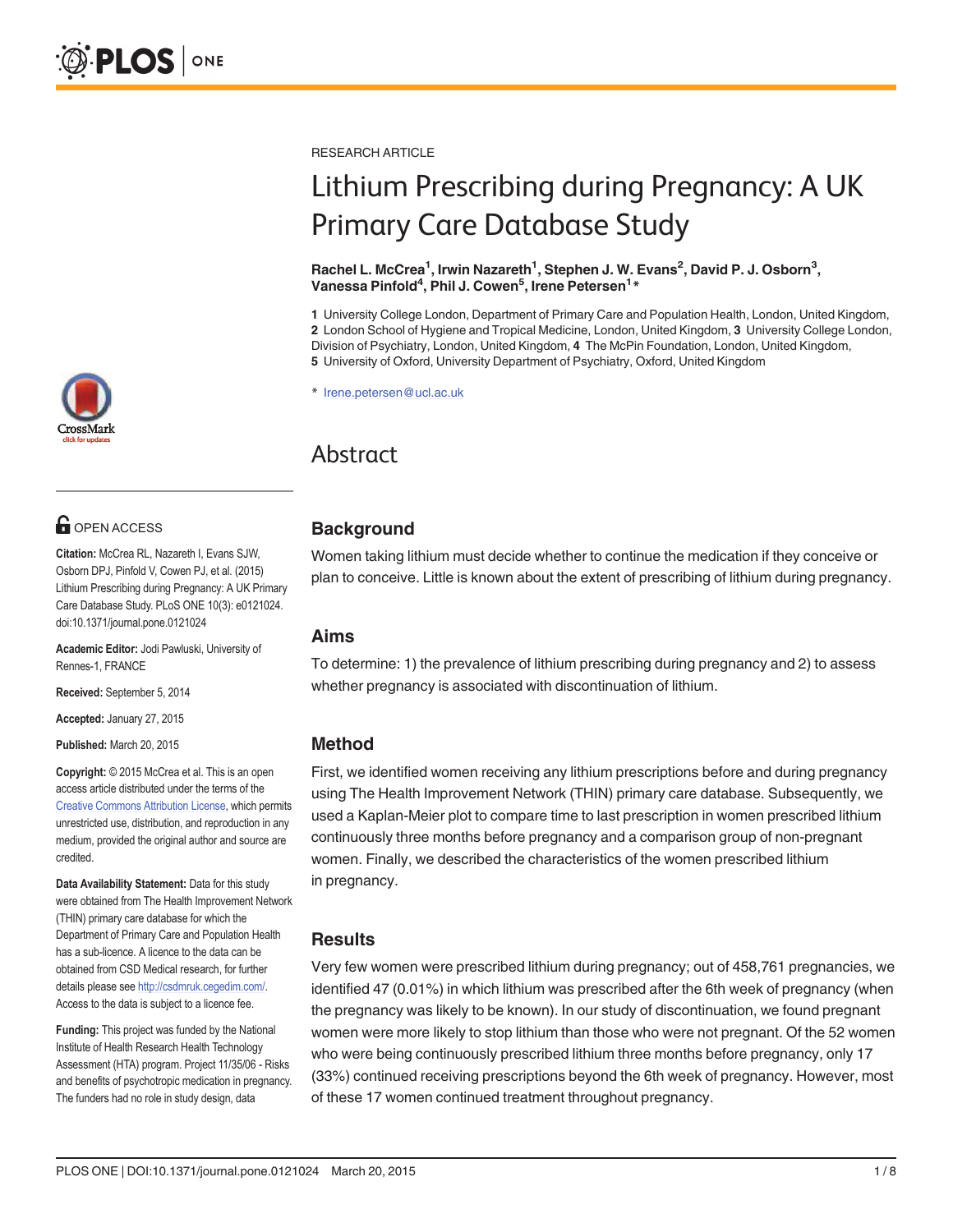RESEARCH ARTICLE

# Lithium Prescribing during Pregnancy: A UK Primary Care Database Study

**Rachel L. McCrea[1], Irwin Nazareth[1], Stephen J. W. Evans[2], David P. J. Osborn[3], Vanessa Pinfold[4], Phil J. Cowen[5], Irene Petersen[1]***

**1** University College London, Department of Primary Care and Population Health, London, United Kingdom, **2** London School of Hygiene and Tropical Medicine, London, United Kingdom, **3** University College London, Division of Psychiatry, London, United Kingdom, **4** The McPin Foundation, London, United Kingdom, **5** University of Oxford, University Department of Psychiatry, Oxford, United Kingdom

* Irene.petersen@ucl.ac.uk

OPEN ACCESS

**Citation:** McCrea RL, Nazareth I, Evans SJW, Osborn DPJ, Pinfold V, Cowen PJ, et al. (2015) Lithium Prescribing during Pregnancy: A UK Primary Care Database Study. PLoS ONE 10(3): e0121024. doi:10.1371/journal.pone.0121024

**Academic Editor:** Jodi Pawluski, University of Rennes-1, FRANCE

**Received:** September 5, 2014

**Accepted:** January 27, 2015

**Published:** March 20, 2015

**Copyright:** © 2015 McCrea et al. This is an open access article distributed under the terms of the Creative Commons Attribution License, which permits unrestricted use, distribution, and reproduction in any medium, provided the original author and source are credited.

**Data Availability Statement:** Data for this study were obtained from The Health Improvement Network (THIN) primary care database for which the Department of Primary Care and Population Health has a sub-licence. A licence to the data can be obtained from CSD Medical research, for further details please see http://csdmruk.cegedim.com/. Access to the data is subject to a licence fee.

**Funding:** This project was funded by the National Institute of Health Research Health Technology Assessment (HTA) program. Project 11/35/06 - Risks and benefits of psychotropic medication in pregnancy. The funders had no role in study design, data

## Abstract

### Background

Women taking lithium must decide whether to continue the medication if they conceive or plan to conceive. Little is known about the extent of prescribing of lithium during pregnancy.

### Aims

To determine: 1) the prevalence of lithium prescribing during pregnancy and 2) to assess whether pregnancy is associated with discontinuation of lithium.

### Method

First, we identified women receiving any lithium prescriptions before and during pregnancy using The Health Improvement Network (THIN) primary care database. Subsequently, we used a Kaplan-Meier plot to compare time to last prescription in women prescribed lithium continuously three months before pregnancy and a comparison group of non-pregnant women. Finally, we described the characteristics of the women prescribed lithium in pregnancy.

### Results

Very few women were prescribed lithium during pregnancy; out of 458,761 pregnancies, we identified 47 (0.01%) in which lithium was prescribed after the 6th week of pregnancy (when the pregnancy was likely to be known). In our study of discontinuation, we found pregnant women were more likely to stop lithium than those who were not pregnant. Of the 52 women who were being continuously prescribed lithium three months before pregnancy, only 17 (33%) continued receiving prescriptions beyond the 6th week of pregnancy. However, most of these 17 women continued treatment throughout pregnancy.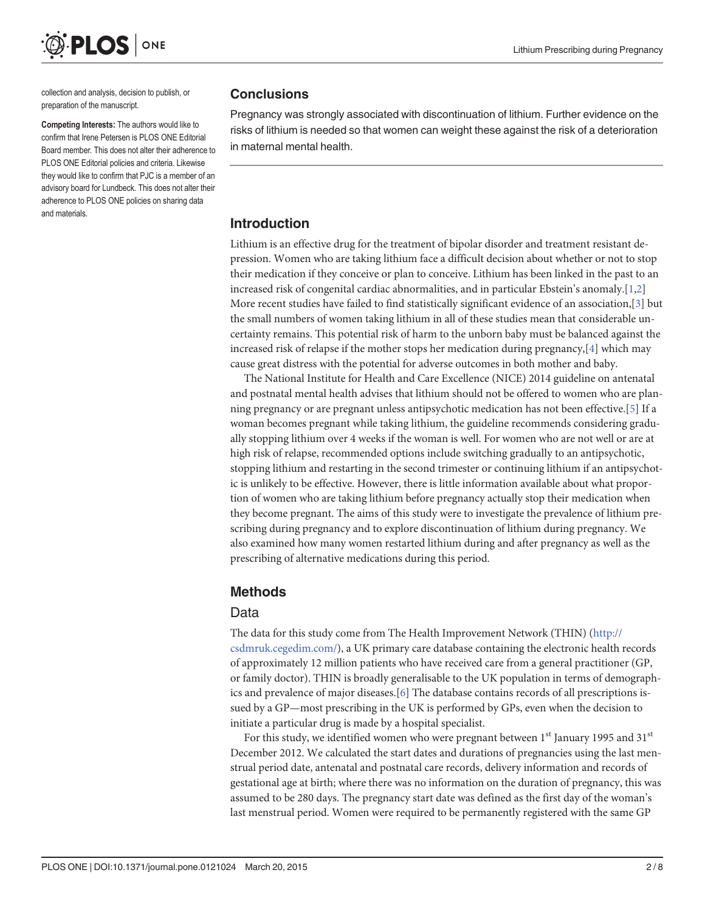collection and analysis, decision to publish, or preparation of the manuscript.

**Competing Interests:** The authors would like to confirm that Irene Petersen is PLOS ONE Editorial Board member. This does not alter their adherence to PLOS ONE Editorial policies and criteria. Likewise they would like to confirm that PJC is a member of an advisory board for Lundbeck. This does not alter their adherence to PLOS ONE policies on sharing data and materials.

## Conclusions

Pregnancy was strongly associated with discontinuation of lithium. Further evidence on the risks of lithium is needed so that women can weight these against the risk of a deterioration in maternal mental health.

## Introduction

Lithium is an effective drug for the treatment of bipolar disorder and treatment resistant depression. Women who are taking lithium face a difficult decision about whether or not to stop their medication if they conceive or plan to conceive. Lithium has been linked in the past to an increased risk of congenital cardiac abnormalities, and in particular Ebstein's anomaly.[1,2] More recent studies have failed to find statistically significant evidence of an association,[3] but the small numbers of women taking lithium in all of these studies mean that considerable uncertainty remains. This potential risk of harm to the unborn baby must be balanced against the increased risk of relapse if the mother stops her medication during pregnancy,[4] which may cause great distress with the potential for adverse outcomes in both mother and baby.

The National Institute for Health and Care Excellence (NICE) 2014 guideline on antenatal and postnatal mental health advises that lithium should not be offered to women who are planning pregnancy or are pregnant unless antipsychotic medication has not been effective.[5] If a woman becomes pregnant while taking lithium, the guideline recommends considering gradually stopping lithium over 4 weeks if the woman is well. For women who are not well or are at high risk of relapse, recommended options include switching gradually to an antipsychotic, stopping lithium and restarting in the second trimester or continuing lithium if an antipsychotic is unlikely to be effective. However, there is little information available about what proportion of women who are taking lithium before pregnancy actually stop their medication when they become pregnant. The aims of this study were to investigate the prevalence of lithium prescribing during pregnancy and to explore discontinuation of lithium during pregnancy. We also examined how many women restarted lithium during and after pregnancy as well as the prescribing of alternative medications during this period.

## Methods

### Data

The data for this study come from The Health Improvement Network (THIN) (http://csdmruk.cegedim.com/), a UK primary care database containing the electronic health records of approximately 12 million patients who have received care from a general practitioner (GP, or family doctor). THIN is broadly generalisable to the UK population in terms of demographics and prevalence of major diseases.[6] The database contains records of all prescriptions issued by a GP—most prescribing in the UK is performed by GPs, even when the decision to initiate a particular drug is made by a hospital specialist.

For this study, we identified women who were pregnant between 1st January 1995 and 31st December 2012. We calculated the start dates and durations of pregnancies using the last menstrual period date, antenatal and postnatal care records, delivery information and records of gestational age at birth; where there was no information on the duration of pregnancy, this was assumed to be 280 days. The pregnancy start date was defined as the first day of the woman's last menstrual period. Women were required to be permanently registered with the same GP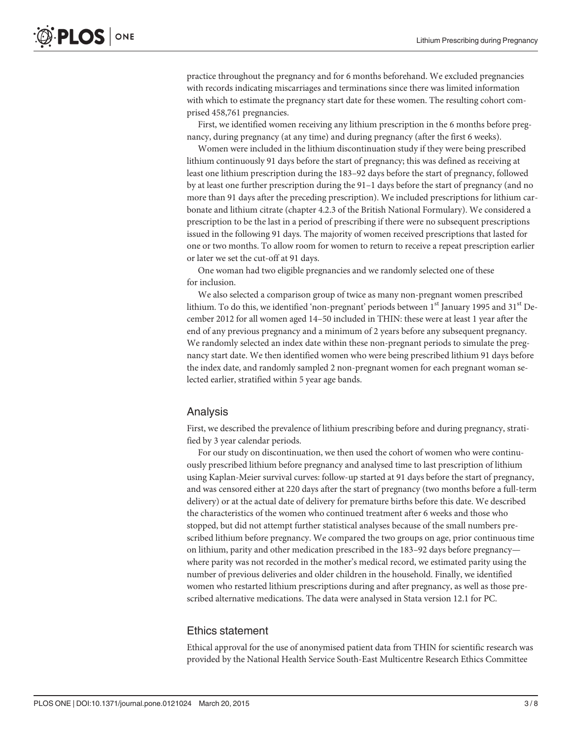practice throughout the pregnancy and for 6 months beforehand. We excluded pregnancies with records indicating miscarriages and terminations since there was limited information with which to estimate the pregnancy start date for these women. The resulting cohort comprised 458,761 pregnancies.

First, we identified women receiving any lithium prescription in the 6 months before pregnancy, during pregnancy (at any time) and during pregnancy (after the first 6 weeks).

Women were included in the lithium discontinuation study if they were being prescribed lithium continuously 91 days before the start of pregnancy; this was defined as receiving at least one lithium prescription during the 183–92 days before the start of pregnancy, followed by at least one further prescription during the 91–1 days before the start of pregnancy (and no more than 91 days after the preceding prescription). We included prescriptions for lithium carbonate and lithium citrate (chapter 4.2.3 of the British National Formulary). We considered a prescription to be the last in a period of prescribing if there were no subsequent prescriptions issued in the following 91 days. The majority of women received prescriptions that lasted for one or two months. To allow room for women to return to receive a repeat prescription earlier or later we set the cut-off at 91 days.

One woman had two eligible pregnancies and we randomly selected one of these for inclusion.

We also selected a comparison group of twice as many non-pregnant women prescribed lithium. To do this, we identified 'non-pregnant' periods between 1st January 1995 and 31st December 2012 for all women aged 14–50 included in THIN: these were at least 1 year after the end of any previous pregnancy and a minimum of 2 years before any subsequent pregnancy. We randomly selected an index date within these non-pregnant periods to simulate the pregnancy start date. We then identified women who were being prescribed lithium 91 days before the index date, and randomly sampled 2 non-pregnant women for each pregnant woman selected earlier, stratified within 5 year age bands.

## Analysis

First, we described the prevalence of lithium prescribing before and during pregnancy, stratified by 3 year calendar periods.

For our study on discontinuation, we then used the cohort of women who were continuously prescribed lithium before pregnancy and analysed time to last prescription of lithium using Kaplan-Meier survival curves: follow-up started at 91 days before the start of pregnancy, and was censored either at 220 days after the start of pregnancy (two months before a full-term delivery) or at the actual date of delivery for premature births before this date. We described the characteristics of the women who continued treatment after 6 weeks and those who stopped, but did not attempt further statistical analyses because of the small numbers prescribed lithium before pregnancy. We compared the two groups on age, prior continuous time on lithium, parity and other medication prescribed in the 183–92 days before pregnancy—where parity was not recorded in the mother's medical record, we estimated parity using the number of previous deliveries and older children in the household. Finally, we identified women who restarted lithium prescriptions during and after pregnancy, as well as those prescribed alternative medications. The data were analysed in Stata version 12.1 for PC.

## Ethics statement

Ethical approval for the use of anonymised patient data from THIN for scientific research was provided by the National Health Service South-East Multicentre Research Ethics Committee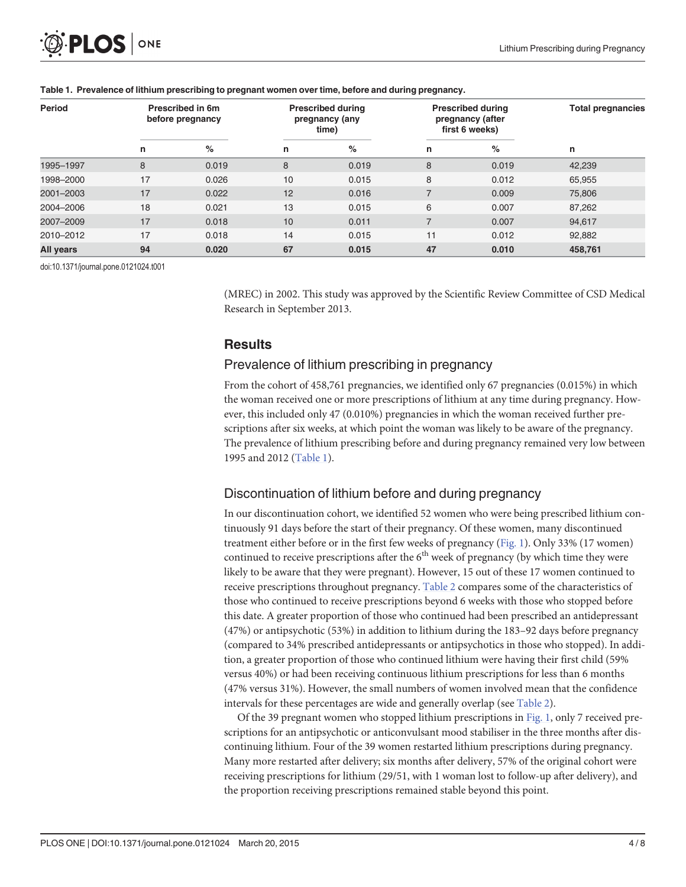**Table 1. Prevalence of lithium prescribing to pregnant women over time, before and during pregnancy.**

| Period | Prescribed in 6m before pregnancy | | Prescribed during pregnancy (any time) | | Prescribed during pregnancy (after first 6 weeks) | | Total pregnancies |
|---|---|---|---|---|---|---|---|
| | n | % | n | % | n | % | n |
| 1995–1997 | 8 | 0.019 | 8 | 0.019 | 8 | 0.019 | 42,239 |
| 1998–2000 | 17 | 0.026 | 10 | 0.015 | 8 | 0.012 | 65,955 |
| 2001–2003 | 17 | 0.022 | 12 | 0.016 | 7 | 0.009 | 75,806 |
| 2004–2006 | 18 | 0.021 | 13 | 0.015 | 6 | 0.007 | 87,262 |
| 2007–2009 | 17 | 0.018 | 10 | 0.011 | 7 | 0.007 | 94,617 |
| 2010–2012 | 17 | 0.018 | 14 | 0.015 | 11 | 0.012 | 92,882 |
| **All years** | **94** | **0.020** | **67** | **0.015** | **47** | **0.010** | **458,761** |

doi:10.1371/journal.pone.0121024.t001

(MREC) in 2002. This study was approved by the Scientific Review Committee of CSD Medical Research in September 2013.

## Results

### Prevalence of lithium prescribing in pregnancy

From the cohort of 458,761 pregnancies, we identified only 67 pregnancies (0.015%) in which the woman received one or more prescriptions of lithium at any time during pregnancy. However, this included only 47 (0.010%) pregnancies in which the woman received further prescriptions after six weeks, at which point the woman was likely to be aware of the pregnancy. The prevalence of lithium prescribing before and during pregnancy remained very low between 1995 and 2012 (Table 1).

### Discontinuation of lithium before and during pregnancy

In our discontinuation cohort, we identified 52 women who were being prescribed lithium continuously 91 days before the start of their pregnancy. Of these women, many discontinued treatment either before or in the first few weeks of pregnancy (Fig. 1). Only 33% (17 women) continued to receive prescriptions after the 6th week of pregnancy (by which time they were likely to be aware that they were pregnant). However, 15 out of these 17 women continued to receive prescriptions throughout pregnancy. Table 2 compares some of the characteristics of those who continued to receive prescriptions beyond 6 weeks with those who stopped before this date. A greater proportion of those who continued had been prescribed an antidepressant (47%) or antipsychotic (53%) in addition to lithium during the 183–92 days before pregnancy (compared to 34% prescribed antidepressants or antipsychotics in those who stopped). In addition, a greater proportion of those who continued lithium were having their first child (59% versus 40%) or had been receiving continuous lithium prescriptions for less than 6 months (47% versus 31%). However, the small numbers of women involved mean that the confidence intervals for these percentages are wide and generally overlap (see Table 2).

Of the 39 pregnant women who stopped lithium prescriptions in Fig. 1, only 7 received prescriptions for an antipsychotic or anticonvulsant mood stabiliser in the three months after discontinuing lithium. Four of the 39 women restarted lithium prescriptions during pregnancy. Many more restarted after delivery; six months after delivery, 57% of the original cohort were receiving prescriptions for lithium (29/51, with 1 woman lost to follow-up after delivery), and the proportion receiving prescriptions remained stable beyond this point.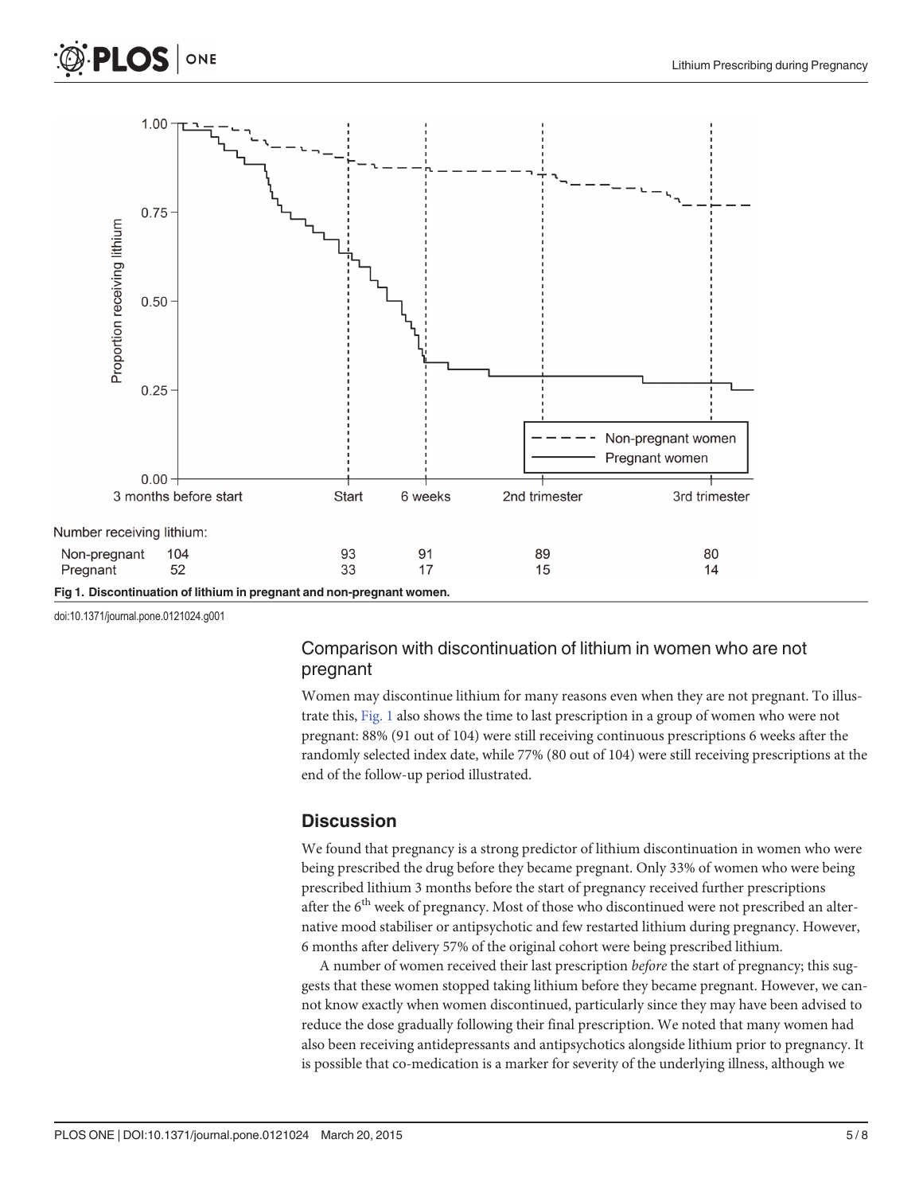Number receiving lithium:

| | 3 months before start | Start | 6 weeks | 2nd trimester | 3rd trimester |
|---|---|---|---|---|---|
| Non-pregnant | 104 | 93 | 91 | 89 | 80 |
| Pregnant | 52 | 33 | 17 | 15 | 14 |

Fig 1. Discontinuation of lithium in pregnant and non-pregnant women.

doi:10.1371/journal.pone.0121024.g001

### Comparison with discontinuation of lithium in women who are not pregnant

Women may discontinue lithium for many reasons even when they are not pregnant. To illustrate this, Fig. 1 also shows the time to last prescription in a group of women who were not pregnant: 88% (91 out of 104) were still receiving continuous prescriptions 6 weeks after the randomly selected index date, while 77% (80 out of 104) were still receiving prescriptions at the end of the follow-up period illustrated.

## Discussion

We found that pregnancy is a strong predictor of lithium discontinuation in women who were being prescribed the drug before they became pregnant. Only 33% of women who were being prescribed lithium 3 months before the start of pregnancy received further prescriptions after the 6$^{th}$ week of pregnancy. Most of those who discontinued were not prescribed an alternative mood stabiliser or antipsychotic and few restarted lithium during pregnancy. However, 6 months after delivery 57% of the original cohort were being prescribed lithium.

A number of women received their last prescription *before* the start of pregnancy; this suggests that these women stopped taking lithium before they became pregnant. However, we cannot know exactly when women discontinued, particularly since they may have been advised to reduce the dose gradually following their final prescription. We noted that many women had also been receiving antidepressants and antipsychotics alongside lithium prior to pregnancy. It is possible that co-medication is a marker for severity of the underlying illness, although we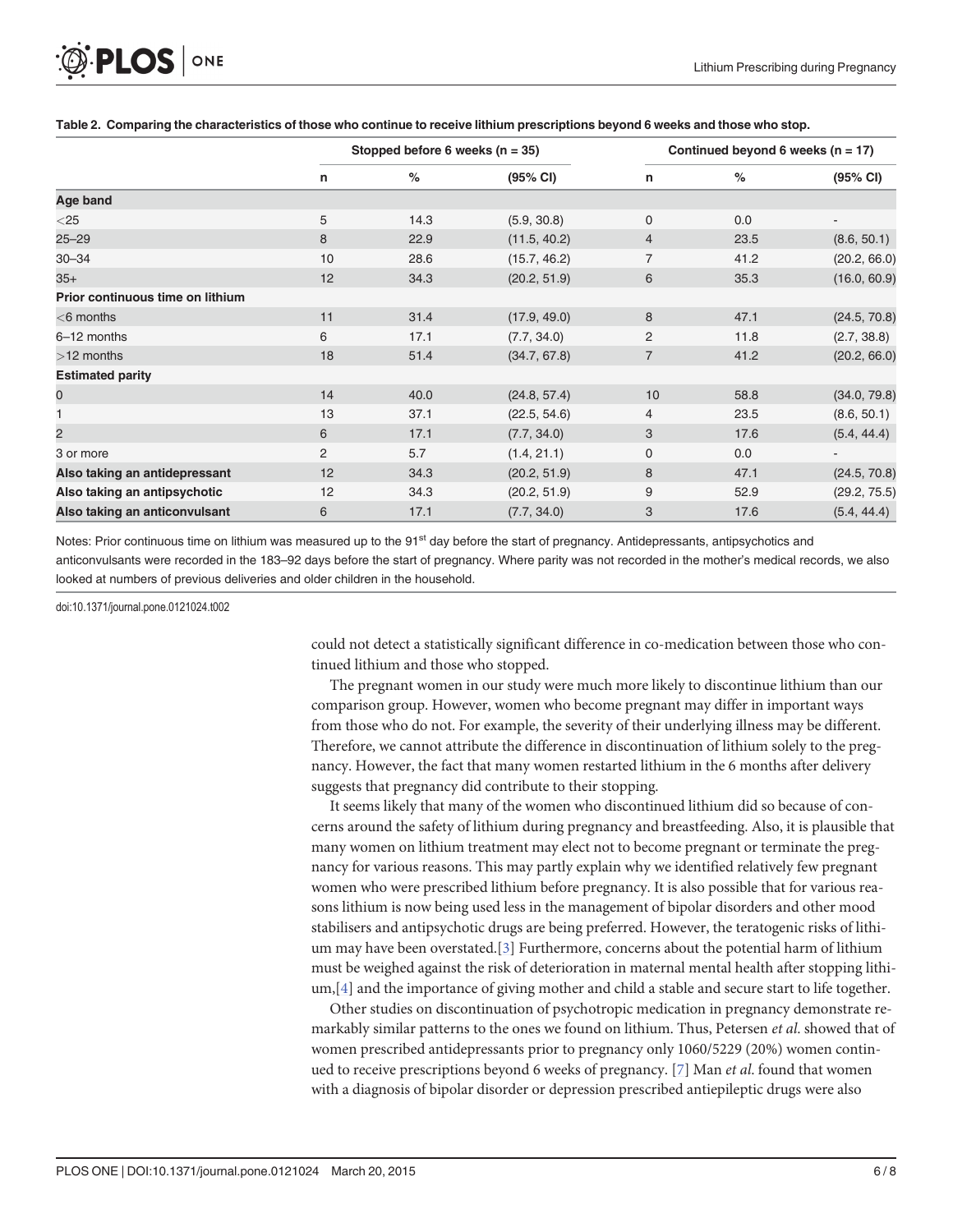**Table 2. Comparing the characteristics of those who continue to receive lithium prescriptions beyond 6 weeks and those who stop.**

| | Stopped before 6 weeks (n = 35) | | | Continued beyond 6 weeks (n = 17) | | |
|---|---|---|---|---|---|---|
| | n | % | (95% CI) | n | % | (95% CI) |
| **Age band** | | | | | | |
| <25 | 5 | 14.3 | (5.9, 30.8) | 0 | 0.0 | - |
| 25–29 | 8 | 22.9 | (11.5, 40.2) | 4 | 23.5 | (8.6, 50.1) |
| 30–34 | 10 | 28.6 | (15.7, 46.2) | 7 | 41.2 | (20.2, 66.0) |
| 35+ | 12 | 34.3 | (20.2, 51.9) | 6 | 35.3 | (16.0, 60.9) |
| **Prior continuous time on lithium** | | | | | | |
| <6 months | 11 | 31.4 | (17.9, 49.0) | 8 | 47.1 | (24.5, 70.8) |
| 6–12 months | 6 | 17.1 | (7.7, 34.0) | 2 | 11.8 | (2.7, 38.8) |
| >12 months | 18 | 51.4 | (34.7, 67.8) | 7 | 41.2 | (20.2, 66.0) |
| **Estimated parity** | | | | | | |
| 0 | 14 | 40.0 | (24.8, 57.4) | 10 | 58.8 | (34.0, 79.8) |
| 1 | 13 | 37.1 | (22.5, 54.6) | 4 | 23.5 | (8.6, 50.1) |
| 2 | 6 | 17.1 | (7.7, 34.0) | 3 | 17.6 | (5.4, 44.4) |
| 3 or more | 2 | 5.7 | (1.4, 21.1) | 0 | 0.0 | - |
| **Also taking an antidepressant** | 12 | 34.3 | (20.2, 51.9) | 8 | 47.1 | (24.5, 70.8) |
| **Also taking an antipsychotic** | 12 | 34.3 | (20.2, 51.9) | 9 | 52.9 | (29.2, 75.5) |
| **Also taking an anticonvulsant** | 6 | 17.1 | (7.7, 34.0) | 3 | 17.6 | (5.4, 44.4) |

Notes: Prior continuous time on lithium was measured up to the 91st day before the start of pregnancy. Antidepressants, antipsychotics and anticonvulsants were recorded in the 183–92 days before the start of pregnancy. Where parity was not recorded in the mother's medical records, we also looked at numbers of previous deliveries and older children in the household.

doi:10.1371/journal.pone.0121024.t002

could not detect a statistically significant difference in co-medication between those who continued lithium and those who stopped.

The pregnant women in our study were much more likely to discontinue lithium than our comparison group. However, women who become pregnant may differ in important ways from those who do not. For example, the severity of their underlying illness may be different. Therefore, we cannot attribute the difference in discontinuation of lithium solely to the pregnancy. However, the fact that many women restarted lithium in the 6 months after delivery suggests that pregnancy did contribute to their stopping.

It seems likely that many of the women who discontinued lithium did so because of concerns around the safety of lithium during pregnancy and breastfeeding. Also, it is plausible that many women on lithium treatment may elect not to become pregnant or terminate the pregnancy for various reasons. This may partly explain why we identified relatively few pregnant women who were prescribed lithium before pregnancy. It is also possible that for various reasons lithium is now being used less in the management of bipolar disorders and other mood stabilisers and antipsychotic drugs are being preferred. However, the teratogenic risks of lithium may have been overstated.[3] Furthermore, concerns about the potential harm of lithium must be weighed against the risk of deterioration in maternal mental health after stopping lithium,[4] and the importance of giving mother and child a stable and secure start to life together.

Other studies on discontinuation of psychotropic medication in pregnancy demonstrate remarkably similar patterns to the ones we found on lithium. Thus, Petersen *et al.* showed that of women prescribed antidepressants prior to pregnancy only 1060/5229 (20%) women continued to receive prescriptions beyond 6 weeks of pregnancy. [7] Man *et al.* found that women with a diagnosis of bipolar disorder or depression prescribed antiepileptic drugs were also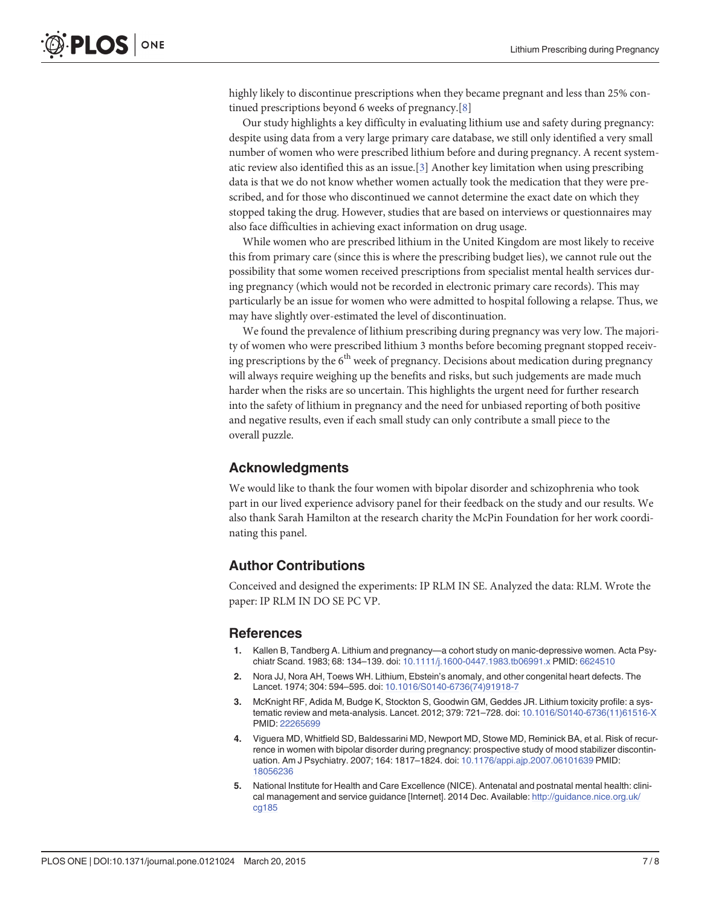highly likely to discontinue prescriptions when they became pregnant and less than 25% continued prescriptions beyond 6 weeks of pregnancy.[8]

Our study highlights a key difficulty in evaluating lithium use and safety during pregnancy: despite using data from a very large primary care database, we still only identified a very small number of women who were prescribed lithium before and during pregnancy. A recent systematic review also identified this as an issue.[3] Another key limitation when using prescribing data is that we do not know whether women actually took the medication that they were prescribed, and for those who discontinued we cannot determine the exact date on which they stopped taking the drug. However, studies that are based on interviews or questionnaires may also face difficulties in achieving exact information on drug usage.

While women who are prescribed lithium in the United Kingdom are most likely to receive this from primary care (since this is where the prescribing budget lies), we cannot rule out the possibility that some women received prescriptions from specialist mental health services during pregnancy (which would not be recorded in electronic primary care records). This may particularly be an issue for women who were admitted to hospital following a relapse. Thus, we may have slightly over-estimated the level of discontinuation.

We found the prevalence of lithium prescribing during pregnancy was very low. The majority of women who were prescribed lithium 3 months before becoming pregnant stopped receiving prescriptions by the 6$^{th}$ week of pregnancy. Decisions about medication during pregnancy will always require weighing up the benefits and risks, but such judgements are made much harder when the risks are so uncertain. This highlights the urgent need for further research into the safety of lithium in pregnancy and the need for unbiased reporting of both positive and negative results, even if each small study can only contribute a small piece to the overall puzzle.

## Acknowledgments

We would like to thank the four women with bipolar disorder and schizophrenia who took part in our lived experience advisory panel for their feedback on the study and our results. We also thank Sarah Hamilton at the research charity the McPin Foundation for her work coordinating this panel.

## Author Contributions

Conceived and designed the experiments: IP RLM IN SE. Analyzed the data: RLM. Wrote the paper: IP RLM IN DO SE PC VP.

## References

1. Kallen B, Tandberg A. Lithium and pregnancy—a cohort study on manic-depressive women. Acta Psychiatr Scand. 1983; 68: 134–139. doi: 10.1111/j.1600-0447.1983.tb06991.x PMID: 6624510
2. Nora JJ, Nora AH, Toews WH. Lithium, Ebstein's anomaly, and other congenital heart defects. The Lancet. 1974; 304: 594–595. doi: 10.1016/S0140-6736(74)91918-7
3. McKnight RF, Adida M, Budge K, Stockton S, Goodwin GM, Geddes JR. Lithium toxicity profile: a systematic review and meta-analysis. Lancet. 2012; 379: 721–728. doi: 10.1016/S0140-6736(11)61516-X PMID: 22265699
4. Viguera MD, Whitfield SD, Baldessarini MD, Newport MD, Stowe MD, Reminick BA, et al. Risk of recurrence in women with bipolar disorder during pregnancy: prospective study of mood stabilizer discontinuation. Am J Psychiatry. 2007; 164: 1817–1824. doi: 10.1176/appi.ajp.2007.06101639 PMID: 18056236
5. National Institute for Health and Care Excellence (NICE). Antenatal and postnatal mental health: clinical management and service guidance [Internet]. 2014 Dec. Available: http://guidance.nice.org.uk/cg185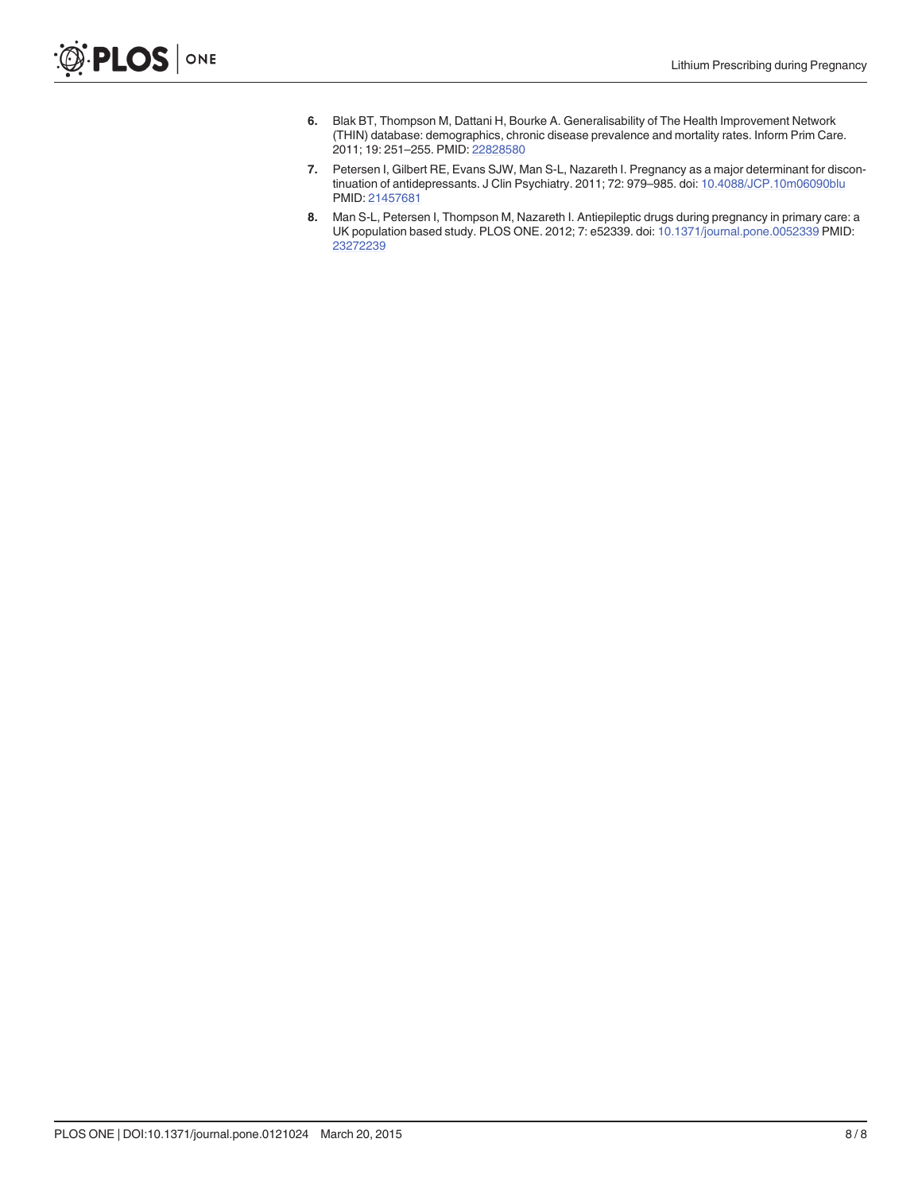6. Blak BT, Thompson M, Dattani H, Bourke A. Generalisability of The Health Improvement Network (THIN) database: demographics, chronic disease prevalence and mortality rates. Inform Prim Care. 2011; 19: 251–255. PMID: 22828580

7. Petersen I, Gilbert RE, Evans SJW, Man S-L, Nazareth I. Pregnancy as a major determinant for discontinuation of antidepressants. J Clin Psychiatry. 2011; 72: 979–985. doi: 10.4088/JCP.10m06090blu PMID: 21457681

8. Man S-L, Petersen I, Thompson M, Nazareth I. Antiepileptic drugs during pregnancy in primary care: a UK population based study. PLOS ONE. 2012; 7: e52339. doi: 10.1371/journal.pone.0052339 PMID: 23272239